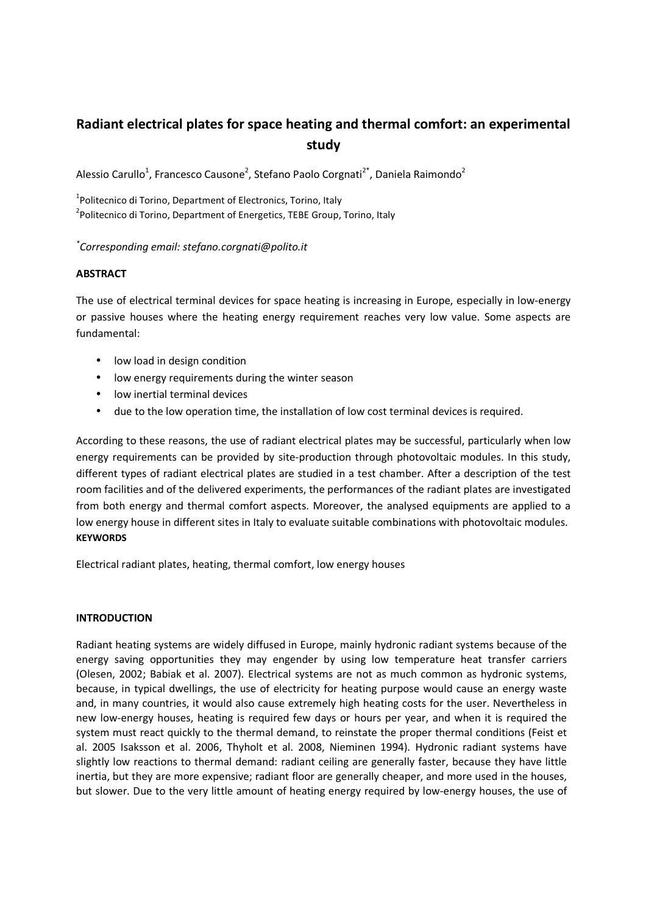# Radiant electrical plates for space heating and thermal comfort: an experimental study

Alessio Carullo[1], Francesco Causone[2], Stefano Paolo Corgnati[2*], Daniela Raimondo[2]

[1]Politecnico di Torino, Department of Electronics, Torino, Italy
[2]Politecnico di Torino, Department of Energetics, TEBE Group, Torino, Italy

[*]*Corresponding email: stefano.corgnati@polito.it*

**ABSTRACT**

The use of electrical terminal devices for space heating is increasing in Europe, especially in low-energy or passive houses where the heating energy requirement reaches very low value. Some aspects are fundamental:

- low load in design condition
- low energy requirements during the winter season
- low inertial terminal devices
- due to the low operation time, the installation of low cost terminal devices is required.

According to these reasons, the use of radiant electrical plates may be successful, particularly when low energy requirements can be provided by site-production through photovoltaic modules. In this study, different types of radiant electrical plates are studied in a test chamber. After a description of the test room facilities and of the delivered experiments, the performances of the radiant plates are investigated from both energy and thermal comfort aspects. Moreover, the analysed equipments are applied to a low energy house in different sites in Italy to evaluate suitable combinations with photovoltaic modules.

**KEYWORDS**

Electrical radiant plates, heating, thermal comfort, low energy houses

**INTRODUCTION**

Radiant heating systems are widely diffused in Europe, mainly hydronic radiant systems because of the energy saving opportunities they may engender by using low temperature heat transfer carriers (Olesen, 2002; Babiak et al. 2007). Electrical systems are not as much common as hydronic systems, because, in typical dwellings, the use of electricity for heating purpose would cause an energy waste and, in many countries, it would also cause extremely high heating costs for the user. Nevertheless in new low-energy houses, heating is required few days or hours per year, and when it is required the system must react quickly to the thermal demand, to reinstate the proper thermal conditions (Feist et al. 2005 Isaksson et al. 2006, Thyholt et al. 2008, Nieminen 1994). Hydronic radiant systems have slightly low reactions to thermal demand: radiant ceiling are generally faster, because they have little inertia, but they are more expensive; radiant floor are generally cheaper, and more used in the houses, but slower. Due to the very little amount of heating energy required by low-energy houses, the use of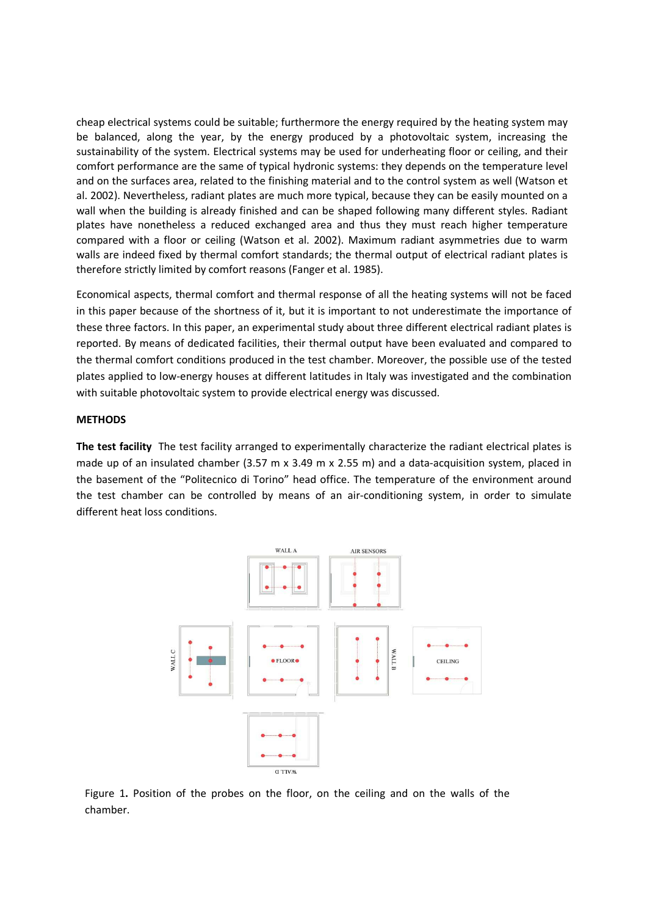cheap electrical systems could be suitable; furthermore the energy required by the heating system may be balanced, along the year, by the energy produced by a photovoltaic system, increasing the sustainability of the system. Electrical systems may be used for underheating floor or ceiling, and their comfort performance are the same of typical hydronic systems: they depends on the temperature level and on the surfaces area, related to the finishing material and to the control system as well (Watson et al. 2002). Nevertheless, radiant plates are much more typical, because they can be easily mounted on a wall when the building is already finished and can be shaped following many different styles. Radiant plates have nonetheless a reduced exchanged area and thus they must reach higher temperature compared with a floor or ceiling (Watson et al. 2002). Maximum radiant asymmetries due to warm walls are indeed fixed by thermal comfort standards; the thermal output of electrical radiant plates is therefore strictly limited by comfort reasons (Fanger et al. 1985).

Economical aspects, thermal comfort and thermal response of all the heating systems will not be faced in this paper because of the shortness of it, but it is important to not underestimate the importance of these three factors. In this paper, an experimental study about three different electrical radiant plates is reported. By means of dedicated facilities, their thermal output have been evaluated and compared to the thermal comfort conditions produced in the test chamber. Moreover, the possible use of the tested plates applied to low-energy houses at different latitudes in Italy was investigated and the combination with suitable photovoltaic system to provide electrical energy was discussed.

**METHODS**

**The test facility** The test facility arranged to experimentally characterize the radiant electrical plates is made up of an insulated chamber (3.57 m x 3.49 m x 2.55 m) and a data-acquisition system, placed in the basement of the "Politecnico di Torino" head office. The temperature of the environment around the test chamber can be controlled by means of an air-conditioning system, in order to simulate different heat loss conditions.

Figure 1**.** Position of the probes on the floor, on the ceiling and on the walls of the chamber.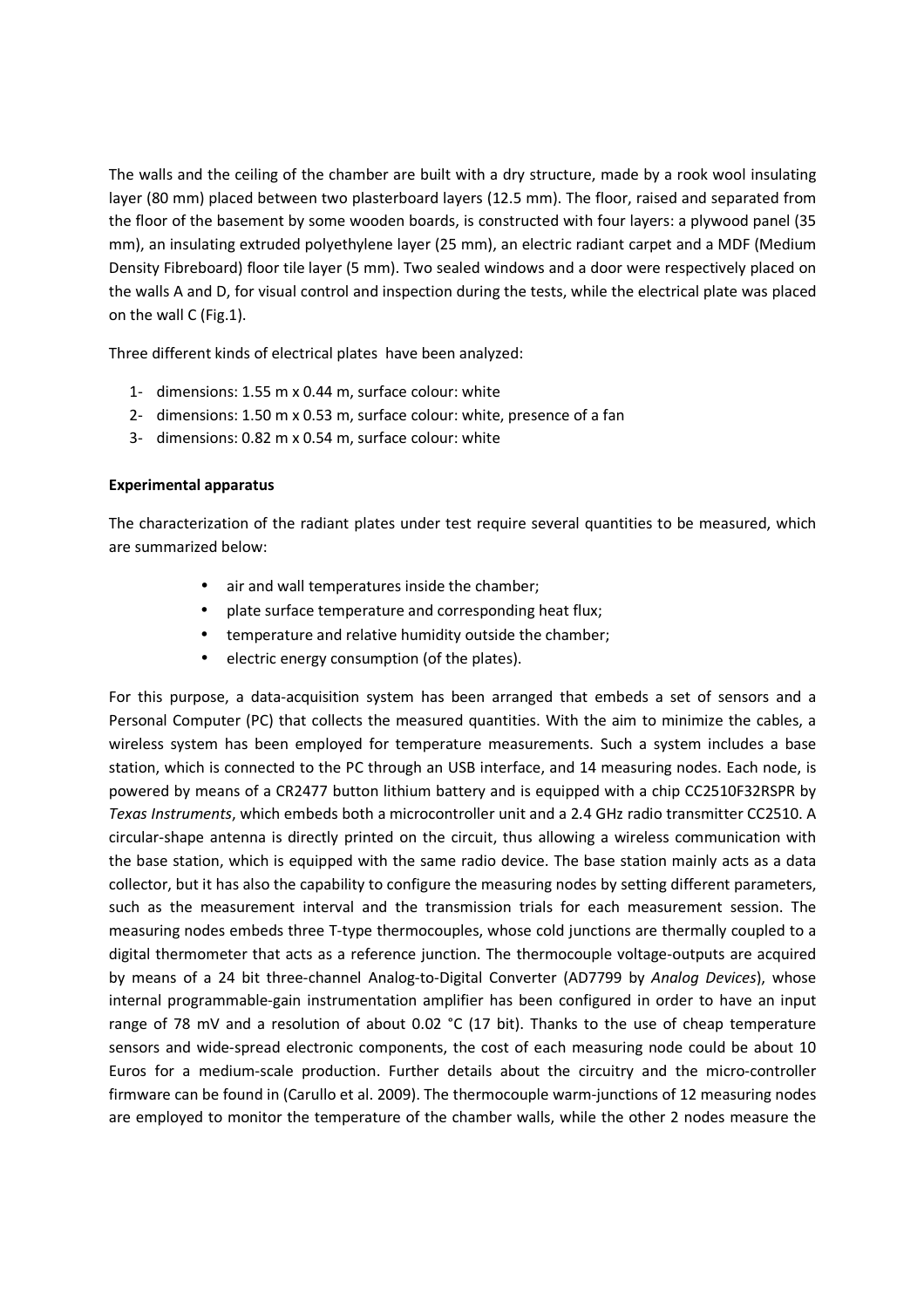The walls and the ceiling of the chamber are built with a dry structure, made by a rook wool insulating layer (80 mm) placed between two plasterboard layers (12.5 mm). The floor, raised and separated from the floor of the basement by some wooden boards, is constructed with four layers: a plywood panel (35 mm), an insulating extruded polyethylene layer (25 mm), an electric radiant carpet and a MDF (Medium Density Fibreboard) floor tile layer (5 mm). Two sealed windows and a door were respectively placed on the walls A and D, for visual control and inspection during the tests, while the electrical plate was placed on the wall C (Fig.1).

Three different kinds of electrical plates have been analyzed:

1- dimensions: 1.55 m x 0.44 m, surface colour: white
2- dimensions: 1.50 m x 0.53 m, surface colour: white, presence of a fan
3- dimensions: 0.82 m x 0.54 m, surface colour: white

**Experimental apparatus**

The characterization of the radiant plates under test require several quantities to be measured, which are summarized below:

- air and wall temperatures inside the chamber;
- plate surface temperature and corresponding heat flux;
- temperature and relative humidity outside the chamber;
- electric energy consumption (of the plates).

For this purpose, a data-acquisition system has been arranged that embeds a set of sensors and a Personal Computer (PC) that collects the measured quantities. With the aim to minimize the cables, a wireless system has been employed for temperature measurements. Such a system includes a base station, which is connected to the PC through an USB interface, and 14 measuring nodes. Each node, is powered by means of a CR2477 button lithium battery and is equipped with a chip CC2510F32RSPR by *Texas Instruments*, which embeds both a microcontroller unit and a 2.4 GHz radio transmitter CC2510. A circular-shape antenna is directly printed on the circuit, thus allowing a wireless communication with the base station, which is equipped with the same radio device. The base station mainly acts as a data collector, but it has also the capability to configure the measuring nodes by setting different parameters, such as the measurement interval and the transmission trials for each measurement session. The measuring nodes embeds three T-type thermocouples, whose cold junctions are thermally coupled to a digital thermometer that acts as a reference junction. The thermocouple voltage-outputs are acquired by means of a 24 bit three-channel Analog-to-Digital Converter (AD7799 by *Analog Devices*), whose internal programmable-gain instrumentation amplifier has been configured in order to have an input range of 78 mV and a resolution of about 0.02 °C (17 bit). Thanks to the use of cheap temperature sensors and wide-spread electronic components, the cost of each measuring node could be about 10 Euros for a medium-scale production. Further details about the circuitry and the micro-controller firmware can be found in (Carullo et al. 2009). The thermocouple warm-junctions of 12 measuring nodes are employed to monitor the temperature of the chamber walls, while the other 2 nodes measure the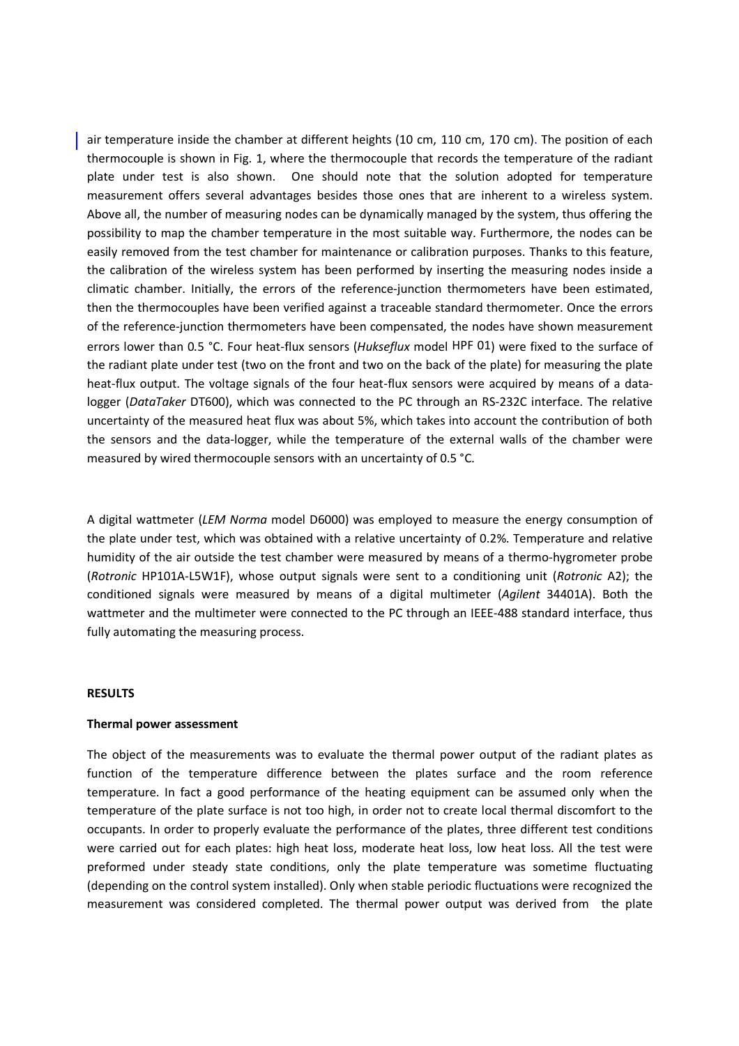air temperature inside the chamber at different heights (10 cm, 110 cm, 170 cm). The position of each thermocouple is shown in Fig. 1, where the thermocouple that records the temperature of the radiant plate under test is also shown. One should note that the solution adopted for temperature measurement offers several advantages besides those ones that are inherent to a wireless system. Above all, the number of measuring nodes can be dynamically managed by the system, thus offering the possibility to map the chamber temperature in the most suitable way. Furthermore, the nodes can be easily removed from the test chamber for maintenance or calibration purposes. Thanks to this feature, the calibration of the wireless system has been performed by inserting the measuring nodes inside a climatic chamber. Initially, the errors of the reference-junction thermometers have been estimated, then the thermocouples have been verified against a traceable standard thermometer. Once the errors of the reference-junction thermometers have been compensated, the nodes have shown measurement errors lower than 0.5 °C. Four heat-flux sensors (*Hukseflux* model HPF 01) were fixed to the surface of the radiant plate under test (two on the front and two on the back of the plate) for measuring the plate heat-flux output. The voltage signals of the four heat-flux sensors were acquired by means of a data-logger (*DataTaker* DT600), which was connected to the PC through an RS-232C interface. The relative uncertainty of the measured heat flux was about 5%, which takes into account the contribution of both the sensors and the data-logger, while the temperature of the external walls of the chamber were measured by wired thermocouple sensors with an uncertainty of 0.5 °C.

A digital wattmeter (*LEM Norma* model D6000) was employed to measure the energy consumption of the plate under test, which was obtained with a relative uncertainty of 0.2%. Temperature and relative humidity of the air outside the test chamber were measured by means of a thermo-hygrometer probe (*Rotronic* HP101A-L5W1F), whose output signals were sent to a conditioning unit (*Rotronic* A2); the conditioned signals were measured by means of a digital multimeter (*Agilent* 34401A). Both the wattmeter and the multimeter were connected to the PC through an IEEE-488 standard interface, thus fully automating the measuring process.

## RESULTS

### Thermal power assessment

The object of the measurements was to evaluate the thermal power output of the radiant plates as function of the temperature difference between the plates surface and the room reference temperature. In fact a good performance of the heating equipment can be assumed only when the temperature of the plate surface is not too high, in order not to create local thermal discomfort to the occupants. In order to properly evaluate the performance of the plates, three different test conditions were carried out for each plates: high heat loss, moderate heat loss, low heat loss. All the test were preformed under steady state conditions, only the plate temperature was sometime fluctuating (depending on the control system installed). Only when stable periodic fluctuations were recognized the measurement was considered completed. The thermal power output was derived from the plate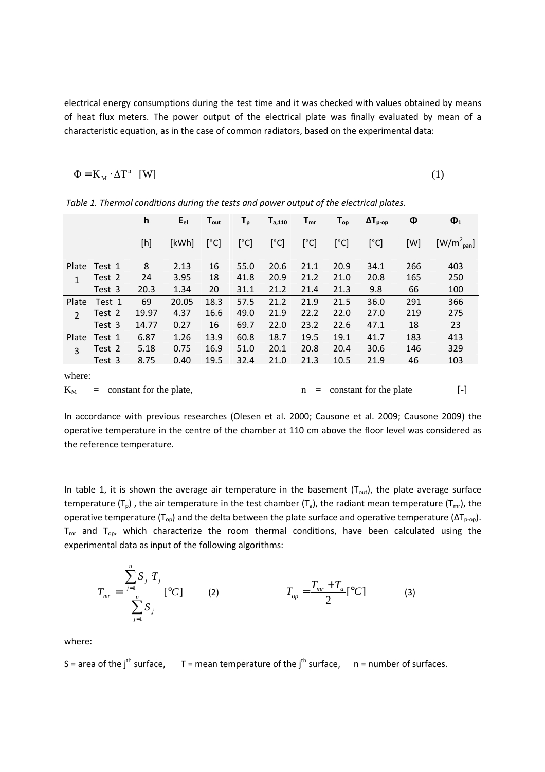electrical energy consumptions during the test time and it was checked with values obtained by means of heat flux meters. The power output of the electrical plate was finally evaluated by mean of a characteristic equation, as in the case of common radiators, based on the experimental data:

$$\Phi = K_M \cdot \Delta T^n \quad [W] \tag{1}$$

*Table 1. Thermal conditions during the tests and power output of the electrical plates.*

| | | h | $E_{el}$ | $T_{out}$ | $T_p$ | $T_{a,110}$ | $T_{mr}$ | $T_{op}$ | $\Delta T_{p\text{-}op}$ | Φ | $\Phi_1$ |
|---|---|---|---|---|---|---|---|---|---|---|---|
| | | [h] | [kWh] | [°C] | [°C] | [°C] | [°C] | [°C] | [°C] | [W] | [$W/m^2_{pan}$] |
| Plate 1 | Test 1 | 8 | 2.13 | 16 | 55.0 | 20.6 | 21.1 | 20.9 | 34.1 | 266 | 403 |
| | Test 2 | 24 | 3.95 | 18 | 41.8 | 20.9 | 21.2 | 21.0 | 20.8 | 165 | 250 |
| | Test 3 | 20.3 | 1.34 | 20 | 31.1 | 21.2 | 21.4 | 21.3 | 9.8 | 66 | 100 |
| Plate 2 | Test 1 | 69 | 20.05 | 18.3 | 57.5 | 21.2 | 21.9 | 21.5 | 36.0 | 291 | 366 |
| | Test 2 | 19.97 | 4.37 | 16.6 | 49.0 | 21.9 | 22.2 | 22.0 | 27.0 | 219 | 275 |
| | Test 3 | 14.77 | 0.27 | 16 | 69.7 | 22.0 | 23.2 | 22.6 | 47.1 | 18 | 23 |
| Plate 3 | Test 1 | 6.87 | 1.26 | 13.9 | 60.8 | 18.7 | 19.5 | 19.1 | 41.7 | 183 | 413 |
| | Test 2 | 5.18 | 0.75 | 16.9 | 51.0 | 20.1 | 20.8 | 20.4 | 30.6 | 146 | 329 |
| | Test 3 | 8.75 | 0.40 | 19.5 | 32.4 | 21.0 | 21.3 | 10.5 | 21.9 | 46 | 103 |

where:

$K_M$ = constant for the plate, n = constant for the plate [-]

In accordance with previous researches (Olesen et al. 2000; Causone et al. 2009; Causone 2009) the operative temperature in the centre of the chamber at 110 cm above the floor level was considered as the reference temperature.

In table 1, it is shown the average air temperature in the basement ($T_{out}$), the plate average surface temperature ($T_p$), the air temperature in the test chamber ($T_a$), the radiant mean temperature ($T_{mr}$), the operative temperature ($T_{op}$) and the delta between the plate surface and operative temperature ($\Delta T_{p\text{-}op}$). $T_{mr}$ and $T_{op}$, which characterize the room thermal conditions, have been calculated using the experimental data as input of the following algorithms:

$$T_{mr} = \frac{\sum_{j=1}^{n} S_j \cdot T_j}{\sum_{j=1}^{n} S_j} [°C] \tag{2}$$

$$T_{op} = \frac{T_{mr} + T_a}{2} [°C] \tag{3}$$

where:

S = area of the j[th] surface, T = mean temperature of the j[th] surface, n = number of surfaces.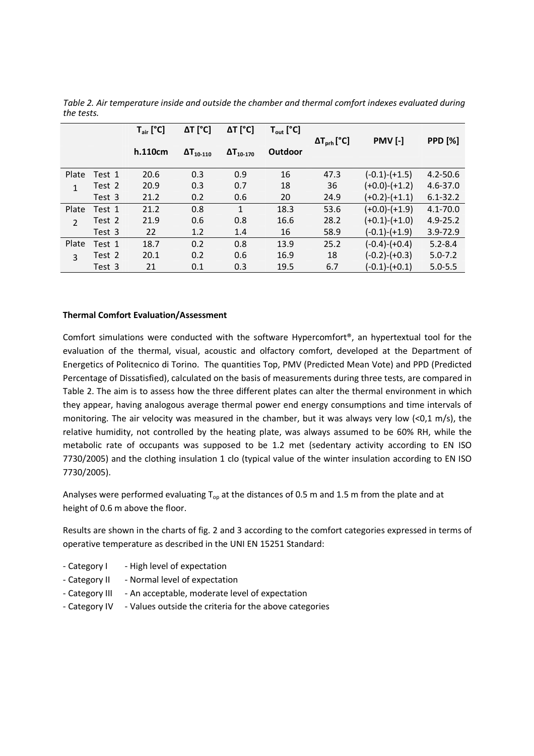*Table 2. Air temperature inside and outside the chamber and thermal comfort indexes evaluated during the tests.*

| | | $T_{air}$ [°C] h.110cm | ΔT [°C] $\Delta T_{10\text{-}110}$ | ΔT [°C] $\Delta T_{10\text{-}170}$ | $T_{out}$ [°C] Outdoor | $\Delta T_{prh}$ [°C] | PMV [-] | PPD [%] |
|---|---|---|---|---|---|---|---|---|
| Plate 1 | Test 1 | 20.6 | 0.3 | 0.9 | 16 | 47.3 | (-0.1)-(+1.5) | 4.2-50.6 |
| | Test 2 | 20.9 | 0.3 | 0.7 | 18 | 36 | (+0.0)-(+1.2) | 4.6-37.0 |
| | Test 3 | 21.2 | 0.2 | 0.6 | 20 | 24.9 | (+0.2)-(+1.1) | 6.1-32.2 |
| Plate 2 | Test 1 | 21.2 | 0.8 | 1 | 18.3 | 53.6 | (+0.0)-(+1.9) | 4.1-70.0 |
| | Test 2 | 21.9 | 0.6 | 0.8 | 16.6 | 28.2 | (+0.1)-(+1.0) | 4.9-25.2 |
| | Test 3 | 22 | 1.2 | 1.4 | 16 | 58.9 | (-0.1)-(+1.9) | 3.9-72.9 |
| Plate 3 | Test 1 | 18.7 | 0.2 | 0.8 | 13.9 | 25.2 | (-0.4)-(+0.4) | 5.2-8.4 |
| | Test 2 | 20.1 | 0.2 | 0.6 | 16.9 | 18 | (-0.2)-(+0.3) | 5.0-7.2 |
| | Test 3 | 21 | 0.1 | 0.3 | 19.5 | 6.7 | (-0.1)-(+0.1) | 5.0-5.5 |

**Thermal Comfort Evaluation/Assessment**

Comfort simulations were conducted with the software Hypercomfort®, an hypertextual tool for the evaluation of the thermal, visual, acoustic and olfactory comfort, developed at the Department of Energetics of Politecnico di Torino. The quantities Top, PMV (Predicted Mean Vote) and PPD (Predicted Percentage of Dissatisfied), calculated on the basis of measurements during three tests, are compared in Table 2. The aim is to assess how the three different plates can alter the thermal environment in which they appear, having analogous average thermal power end energy consumptions and time intervals of monitoring. The air velocity was measured in the chamber, but it was always very low (<0,1 m/s), the relative humidity, not controlled by the heating plate, was always assumed to be 60% RH, while the metabolic rate of occupants was supposed to be 1.2 met (sedentary activity according to EN ISO 7730/2005) and the clothing insulation 1 clo (typical value of the winter insulation according to EN ISO 7730/2005).

Analyses were performed evaluating $T_{op}$ at the distances of 0.5 m and 1.5 m from the plate and at height of 0.6 m above the floor.

Results are shown in the charts of fig. 2 and 3 according to the comfort categories expressed in terms of operative temperature as described in the UNI EN 15251 Standard:

- Category I - High level of expectation
- Category II - Normal level of expectation
- Category III - An acceptable, moderate level of expectation
- Category IV - Values outside the criteria for the above categories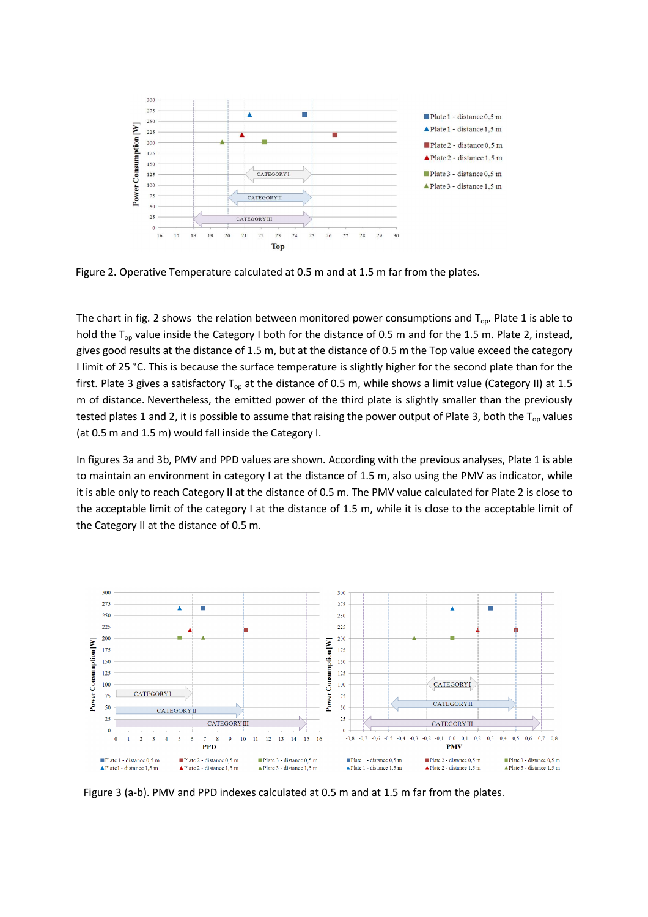Figure 2. Operative Temperature calculated at 0.5 m and at 1.5 m far from the plates.

The chart in fig. 2 shows the relation between monitored power consumptions and $T_{op}$. Plate 1 is able to hold the $T_{op}$ value inside the Category I both for the distance of 0.5 m and for the 1.5 m. Plate 2, instead, gives good results at the distance of 1.5 m, but at the distance of 0.5 m the Top value exceed the category I limit of 25 °C. This is because the surface temperature is slightly higher for the second plate than for the first. Plate 3 gives a satisfactory $T_{op}$ at the distance of 0.5 m, while shows a limit value (Category II) at 1.5 m of distance. Nevertheless, the emitted power of the third plate is slightly smaller than the previously tested plates 1 and 2, it is possible to assume that raising the power output of Plate 3, both the $T_{op}$ values (at 0.5 m and 1.5 m) would fall inside the Category I.

In figures 3a and 3b, PMV and PPD values are shown. According with the previous analyses, Plate 1 is able to maintain an environment in category I at the distance of 1.5 m, also using the PMV as indicator, while it is able only to reach Category II at the distance of 0.5 m. The PMV value calculated for Plate 2 is close to the acceptable limit of the category I at the distance of 1.5 m, while it is close to the acceptable limit of the Category II at the distance of 0.5 m.

Figure 3 (a-b). PMV and PPD indexes calculated at 0.5 m and at 1.5 m far from the plates.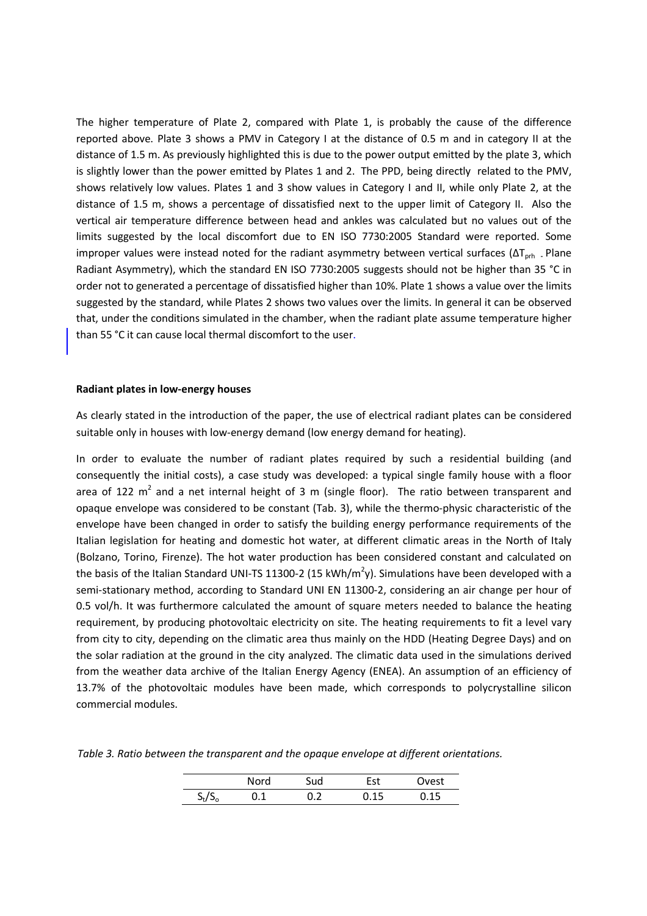The higher temperature of Plate 2, compared with Plate 1, is probably the cause of the difference reported above. Plate 3 shows a PMV in Category I at the distance of 0.5 m and in category II at the distance of 1.5 m. As previously highlighted this is due to the power output emitted by the plate 3, which is slightly lower than the power emitted by Plates 1 and 2. The PPD, being directly related to the PMV, shows relatively low values. Plates 1 and 3 show values in Category I and II, while only Plate 2, at the distance of 1.5 m, shows a percentage of dissatisfied next to the upper limit of Category II. Also the vertical air temperature difference between head and ankles was calculated but no values out of the limits suggested by the local discomfort due to EN ISO 7730:2005 Standard were reported. Some improper values were instead noted for the radiant asymmetry between vertical surfaces ($\Delta T_{prh}$ - Plane Radiant Asymmetry), which the standard EN ISO 7730:2005 suggests should not be higher than 35 °C in order not to generated a percentage of dissatisfied higher than 10%. Plate 1 shows a value over the limits suggested by the standard, while Plates 2 shows two values over the limits. In general it can be observed that, under the conditions simulated in the chamber, when the radiant plate assume temperature higher than 55 °C it can cause local thermal discomfort to the user.

**Radiant plates in low-energy houses**

As clearly stated in the introduction of the paper, the use of electrical radiant plates can be considered suitable only in houses with low-energy demand (low energy demand for heating).

In order to evaluate the number of radiant plates required by such a residential building (and consequently the initial costs), a case study was developed: a typical single family house with a floor area of 122 $m^2$ and a net internal height of 3 m (single floor). The ratio between transparent and opaque envelope was considered to be constant (Tab. 3), while the thermo-physic characteristic of the envelope have been changed in order to satisfy the building energy performance requirements of the Italian legislation for heating and domestic hot water, at different climatic areas in the North of Italy (Bolzano, Torino, Firenze). The hot water production has been considered constant and calculated on the basis of the Italian Standard UNI-TS 11300-2 (15 $kWh/m^2y$). Simulations have been developed with a semi-stationary method, according to Standard UNI EN 11300-2, considering an air change per hour of 0.5 vol/h. It was furthermore calculated the amount of square meters needed to balance the heating requirement, by producing photovoltaic electricity on site. The heating requirements to fit a level vary from city to city, depending on the climatic area thus mainly on the HDD (Heating Degree Days) and on the solar radiation at the ground in the city analyzed. The climatic data used in the simulations derived from the weather data archive of the Italian Energy Agency (ENEA). An assumption of an efficiency of 13.7% of the photovoltaic modules have been made, which corresponds to polycrystalline silicon commercial modules.

*Table 3. Ratio between the transparent and the opaque envelope at different orientations.*

| | Nord | Sud | Est | Ovest |
|---|---|---|---|---|
| $S_t/S_o$ | 0.1 | 0.2 | 0.15 | 0.15 |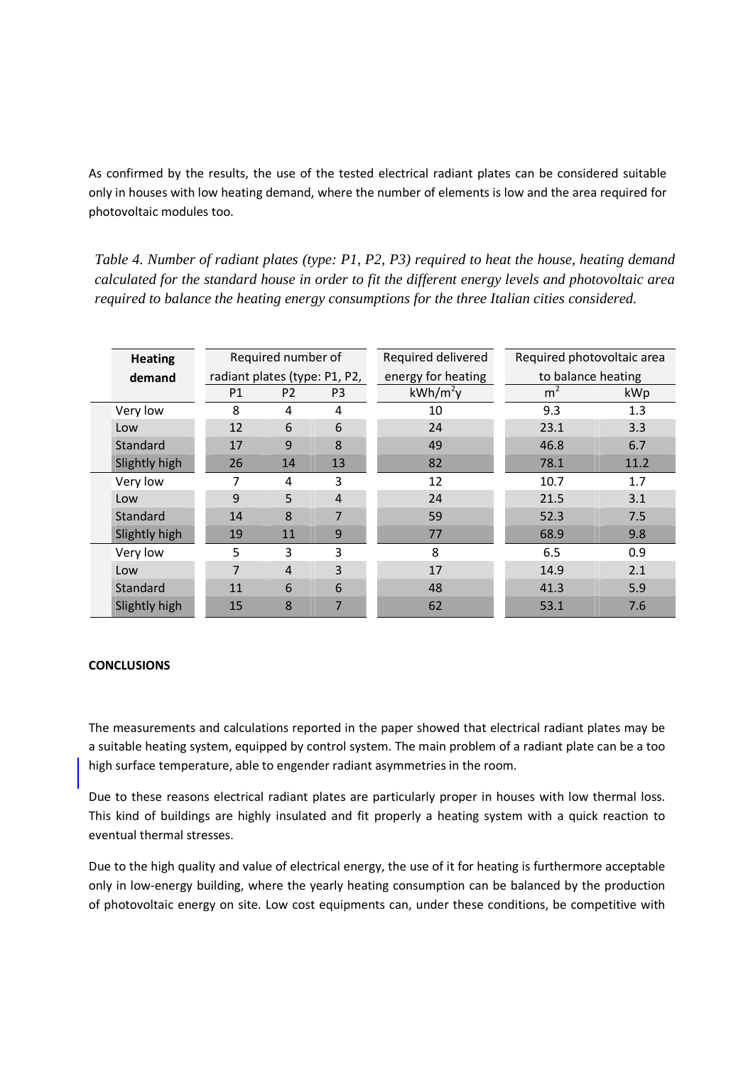As confirmed by the results, the use of the tested electrical radiant plates can be considered suitable only in houses with low heating demand, where the number of elements is low and the area required for photovoltaic modules too.

*Table 4. Number of radiant plates (type: P1, P2, P3) required to heat the house, heating demand calculated for the standard house in order to fit the different energy levels and photovoltaic area required to balance the heating energy consumptions for the three Italian cities considered.*

| | **Heating demand** | Required number of radiant plates (type: P1, P2, | | | Required delivered energy for heating | Required photovoltaic area to balance heating | |
|---|---|---|---|---|---|---|---|
| | | P1 | P2 | P3 | kWh/m$^2$y | m$^2$ | kWp |
| | Very low | 8 | 4 | 4 | 10 | 9.3 | 1.3 |
| | Low | 12 | 6 | 6 | 24 | 23.1 | 3.3 |
| | Standard | 17 | 9 | 8 | 49 | 46.8 | 6.7 |
| | Slightly high | 26 | 14 | 13 | 82 | 78.1 | 11.2 |
| | Very low | 7 | 4 | 3 | 12 | 10.7 | 1.7 |
| | Low | 9 | 5 | 4 | 24 | 21.5 | 3.1 |
| | Standard | 14 | 8 | 7 | 59 | 52.3 | 7.5 |
| | Slightly high | 19 | 11 | 9 | 77 | 68.9 | 9.8 |
| | Very low | 5 | 3 | 3 | 8 | 6.5 | 0.9 |
| | Low | 7 | 4 | 3 | 17 | 14.9 | 2.1 |
| | Standard | 11 | 6 | 6 | 48 | 41.3 | 5.9 |
| | Slightly high | 15 | 8 | 7 | 62 | 53.1 | 7.6 |

**CONCLUSIONS**

The measurements and calculations reported in the paper showed that electrical radiant plates may be a suitable heating system, equipped by control system. The main problem of a radiant plate can be a too high surface temperature, able to engender radiant asymmetries in the room.

Due to these reasons electrical radiant plates are particularly proper in houses with low thermal loss. This kind of buildings are highly insulated and fit properly a heating system with a quick reaction to eventual thermal stresses.

Due to the high quality and value of electrical energy, the use of it for heating is furthermore acceptable only in low-energy building, where the yearly heating consumption can be balanced by the production of photovoltaic energy on site. Low cost equipments can, under these conditions, be competitive with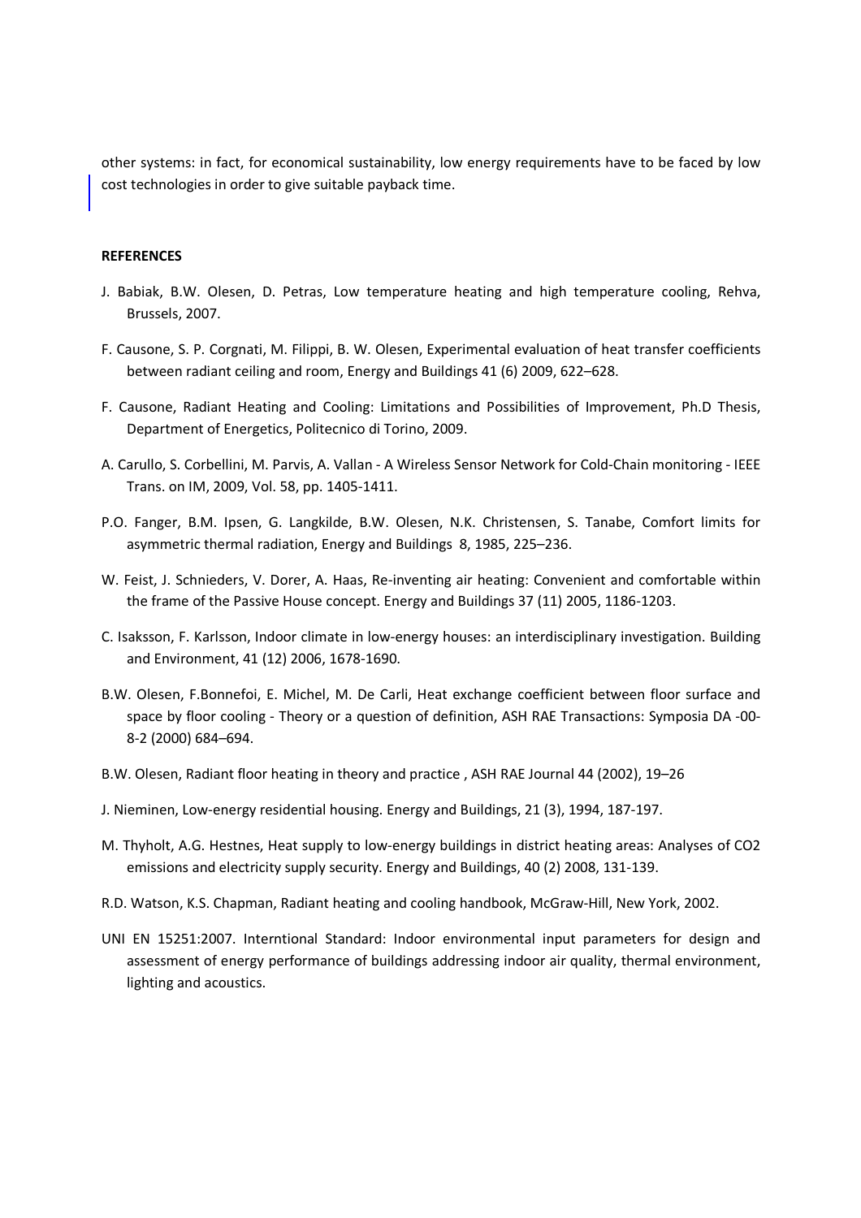other systems: in fact, for economical sustainability, low energy requirements have to be faced by low cost technologies in order to give suitable payback time.

**REFERENCES**

J. Babiak, B.W. Olesen, D. Petras, Low temperature heating and high temperature cooling, Rehva, Brussels, 2007.

F. Causone, S. P. Corgnati, M. Filippi, B. W. Olesen, Experimental evaluation of heat transfer coefficients between radiant ceiling and room, Energy and Buildings 41 (6) 2009, 622–628.

F. Causone, Radiant Heating and Cooling: Limitations and Possibilities of Improvement, Ph.D Thesis, Department of Energetics, Politecnico di Torino, 2009.

A. Carullo, S. Corbellini, M. Parvis, A. Vallan - A Wireless Sensor Network for Cold-Chain monitoring - IEEE Trans. on IM, 2009, Vol. 58, pp. 1405-1411.

P.O. Fanger, B.M. Ipsen, G. Langkilde, B.W. Olesen, N.K. Christensen, S. Tanabe, Comfort limits for asymmetric thermal radiation, Energy and Buildings 8, 1985, 225–236.

W. Feist, J. Schnieders, V. Dorer, A. Haas, Re-inventing air heating: Convenient and comfortable within the frame of the Passive House concept. Energy and Buildings 37 (11) 2005, 1186-1203.

C. Isaksson, F. Karlsson, Indoor climate in low-energy houses: an interdisciplinary investigation. Building and Environment, 41 (12) 2006, 1678-1690.

B.W. Olesen, F.Bonnefoi, E. Michel, M. De Carli, Heat exchange coefficient between floor surface and space by floor cooling - Theory or a question of definition, ASH RAE Transactions: Symposia DA -00-8-2 (2000) 684–694.

B.W. Olesen, Radiant floor heating in theory and practice , ASH RAE Journal 44 (2002), 19–26

J. Nieminen, Low-energy residential housing. Energy and Buildings, 21 (3), 1994, 187-197.

M. Thyholt, A.G. Hestnes, Heat supply to low-energy buildings in district heating areas: Analyses of $CO_2$ emissions and electricity supply security. Energy and Buildings, 40 (2) 2008, 131-139.

R.D. Watson, K.S. Chapman, Radiant heating and cooling handbook, McGraw-Hill, New York, 2002.

UNI EN 15251:2007. Interntional Standard: Indoor environmental input parameters for design and assessment of energy performance of buildings addressing indoor air quality, thermal environment, lighting and acoustics.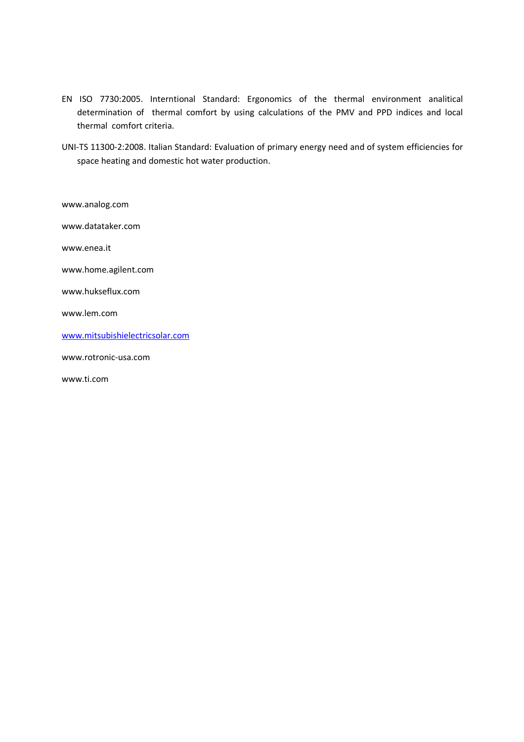EN ISO 7730:2005. Interntional Standard: Ergonomics of the thermal environment analitical determination of thermal comfort by using calculations of the PMV and PPD indices and local thermal comfort criteria.

UNI-TS 11300-2:2008. Italian Standard: Evaluation of primary energy need and of system efficiencies for space heating and domestic hot water production.

www.analog.com

www.datataker.com

www.enea.it

www.home.agilent.com

www.hukseflux.com

www.lem.com

www.mitsubishielectricsolar.com

www.rotronic-usa.com

www.ti.com